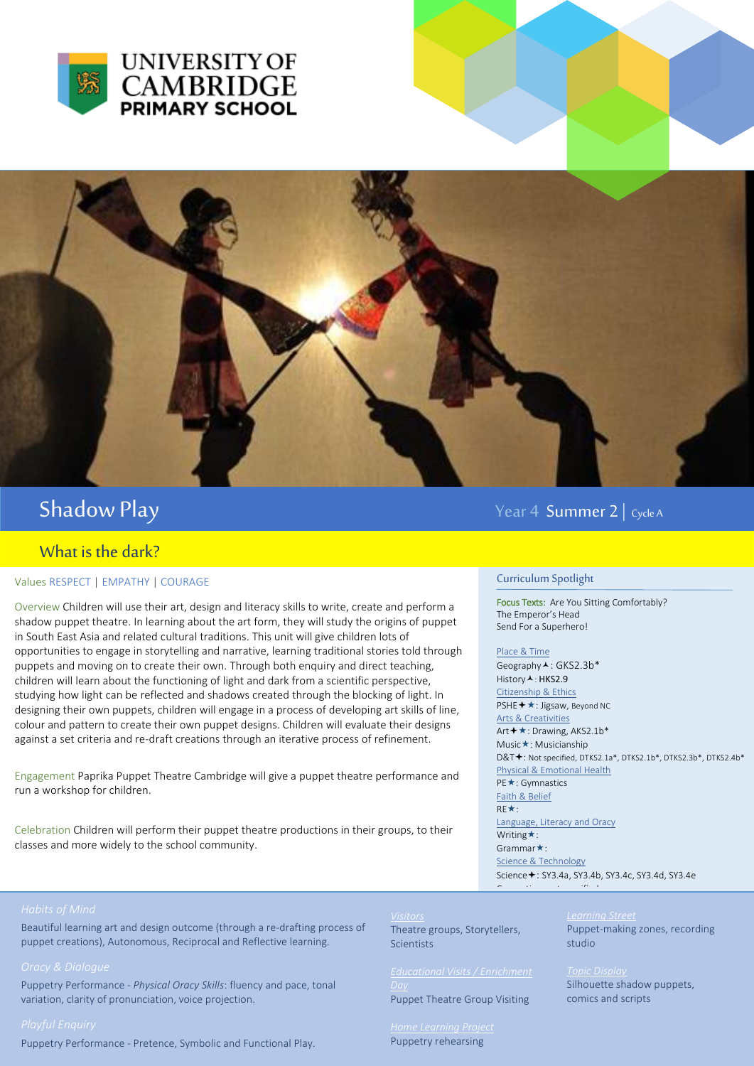UNIVERSITY OF CAMBRIDGE PRIMARY SCHOOL

# Shadow Play

Year 4 **Summer 2** | Cycle A

## What is the dark?

Values RESPECT | EMPATHY | COURAGE

Overview Children will use their art, design and literacy skills to write, create and perform a shadow puppet theatre. In learning about the art form, they will study the origins of puppet in South East Asia and related cultural traditions. This unit will give children lots of opportunities to engage in storytelling and narrative, learning traditional stories told through puppets and moving on to create their own. Through both enquiry and direct teaching, children will learn about the functioning of light and dark from a scientific perspective, studying how light can be reflected and shadows created through the blocking of light. In designing their own puppets, children will engage in a process of developing art skills of line, colour and pattern to create their own puppet designs. Children will evaluate their designs against a set criteria and re-draft creations through an iterative process of refinement.

Engagement Paprika Puppet Theatre Cambridge will give a puppet theatre performance and run a workshop for children.

Celebration Children will perform their puppet theatre productions in their groups, to their classes and more widely to the school community.

### Curriculum Spotlight

Focus Texts: Are You Sitting Comfortably?
The Emperor's Head
Send For a Superhero!

Place & Time
Geography▲: GKS2.3b*
History▲: **HKS2.9**

Citizenship & Ethics
PSHE✦★: Jigsaw, Beyond NC

Arts & Creativities
Art✦★: Drawing, AKS2.1b*
Music★: Musicianship
D&T✦: Not specified, DTKS2.1a*, DTKS2.1b*, DTKS2.3b*, DTKS2.4b*

Physical & Emotional Health
PE★: Gymnastics

Faith & Belief
RE★:

Language, Literacy and Oracy
Writing★:
Grammar★:

Science & Technology
Science✦: SY3.4a, SY3.4b, SY3.4c, SY3.4d, SY3.4e

### Habits of Mind

Beautiful learning art and design outcome (through a re-drafting process of puppet creations), Autonomous, Reciprocal and Reflective learning.

### Oracy & Dialogue

Puppetry Performance - *Physical Oracy Skills*: fluency and pace, tonal variation, clarity of pronunciation, voice projection.

### Playful Enquiry

Puppetry Performance - Pretence, Symbolic and Functional Play.

### Visitors

Theatre groups, Storytellers, Scientists

### Educational Visits / Enrichment Day

Puppet Theatre Group Visiting

### Home Learning Project

Puppetry rehearsing

### Learning Street

Puppet-making zones, recording studio

### Topic Display

Silhouette shadow puppets, comics and scripts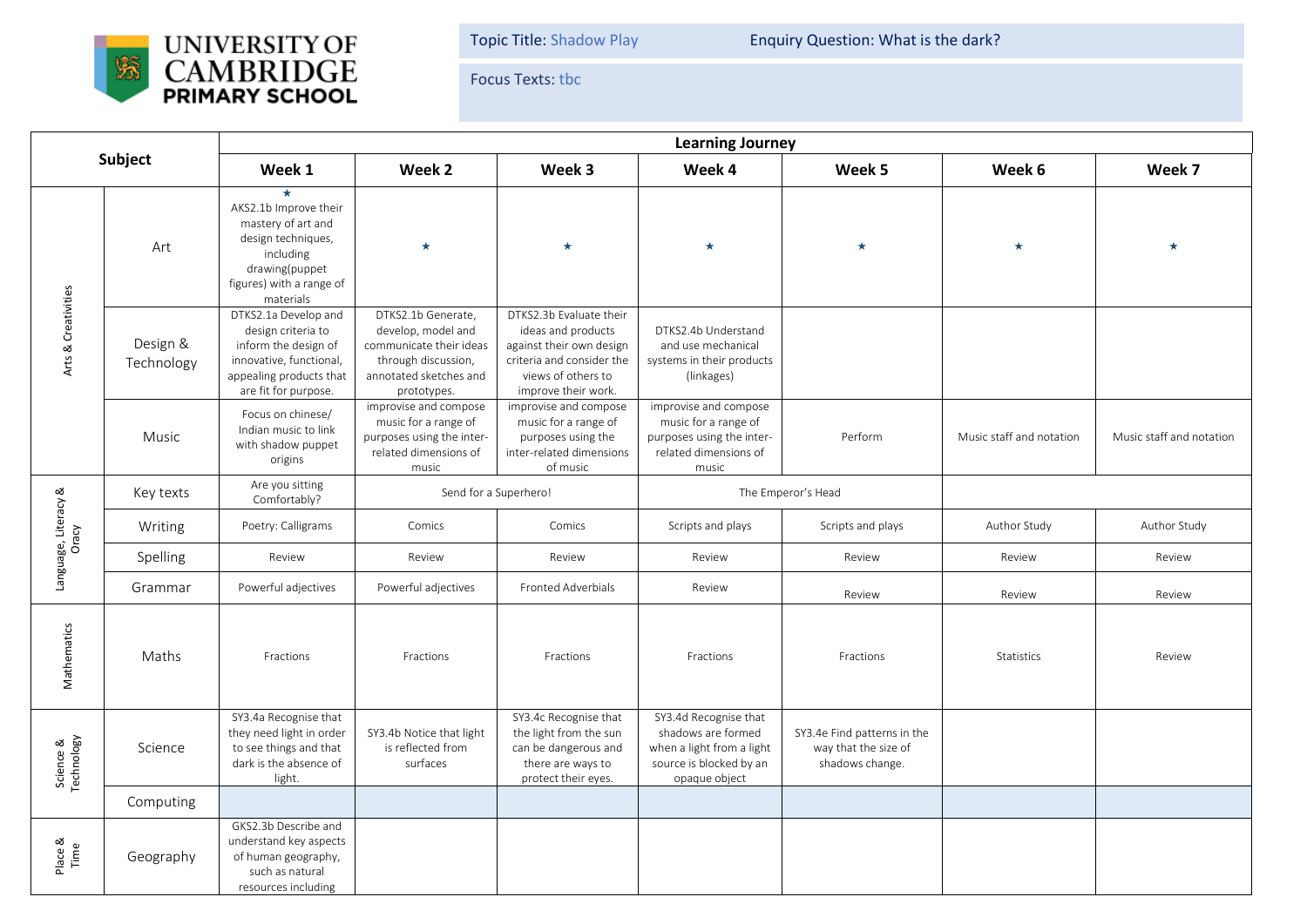**UNIVERSITY OF CAMBRIDGE PRIMARY SCHOOL**

Topic Title: Shadow Play

Enquiry Question: What is the dark?

Focus Texts: tbc

| Subject | | Learning Journey | | | | | | |
|---|---|---|---|---|---|---|---|---|
| | | Week 1 | Week 2 | Week 3 | Week 4 | Week 5 | Week 6 | Week 7 |
| Arts & Creativities | Art | ★ AKS2.1b Improve their mastery of art and design techniques, including drawing(puppet figures) with a range of materials | ★ | ★ | ★ | ★ | ★ | ★ |
| | Design & Technology | DTKS2.1a Develop and design criteria to inform the design of innovative, functional, appealing products that are fit for purpose. | DTKS2.1b Generate, develop, model and communicate their ideas through discussion, annotated sketches and prototypes. | DTKS2.3b Evaluate their ideas and products against their own design criteria and consider the views of others to improve their work. | DTKS2.4b Understand and use mechanical systems in their products (linkages) | | | |
| | Music | Focus on chinese/ Indian music to link with shadow puppet origins | improvise and compose music for a range of purposes using the inter-related dimensions of music | improvise and compose music for a range of purposes using the inter-related dimensions of music | improvise and compose music for a range of purposes using the inter-related dimensions of music | Perform | Music staff and notation | Music staff and notation |
| Language, Literacy & Oracy | Key texts | Are you sitting Comfortably? | Send for a Superhero! | | The Emperor's Head | | | |
| | Writing | Poetry: Calligrams | Comics | Comics | Scripts and plays | Scripts and plays | Author Study | Author Study |
| | Spelling | Review | Review | Review | Review | Review | Review | Review |
| | Grammar | Powerful adjectives | Powerful adjectives | Fronted Adverbials | Review | Review | Review | Review |
| Mathematics | Maths | Fractions | Fractions | Fractions | Fractions | Fractions | Statistics | Review |
| Science & Technology | Science | SY3.4a Recognise that they need light in order to see things and that dark is the absence of light. | SY3.4b Notice that light is reflected from surfaces | SY3.4c Recognise that the light from the sun can be dangerous and there are ways to protect their eyes. | SY3.4d Recognise that shadows are formed when a light from a light source is blocked by an opaque object | SY3.4e Find patterns in the way that the size of shadows change. | | |
| | Computing | | | | | | | |
| Place & Time | Geography | GKS2.3b Describe and understand key aspects of human geography, such as natural resources including | | | | | | |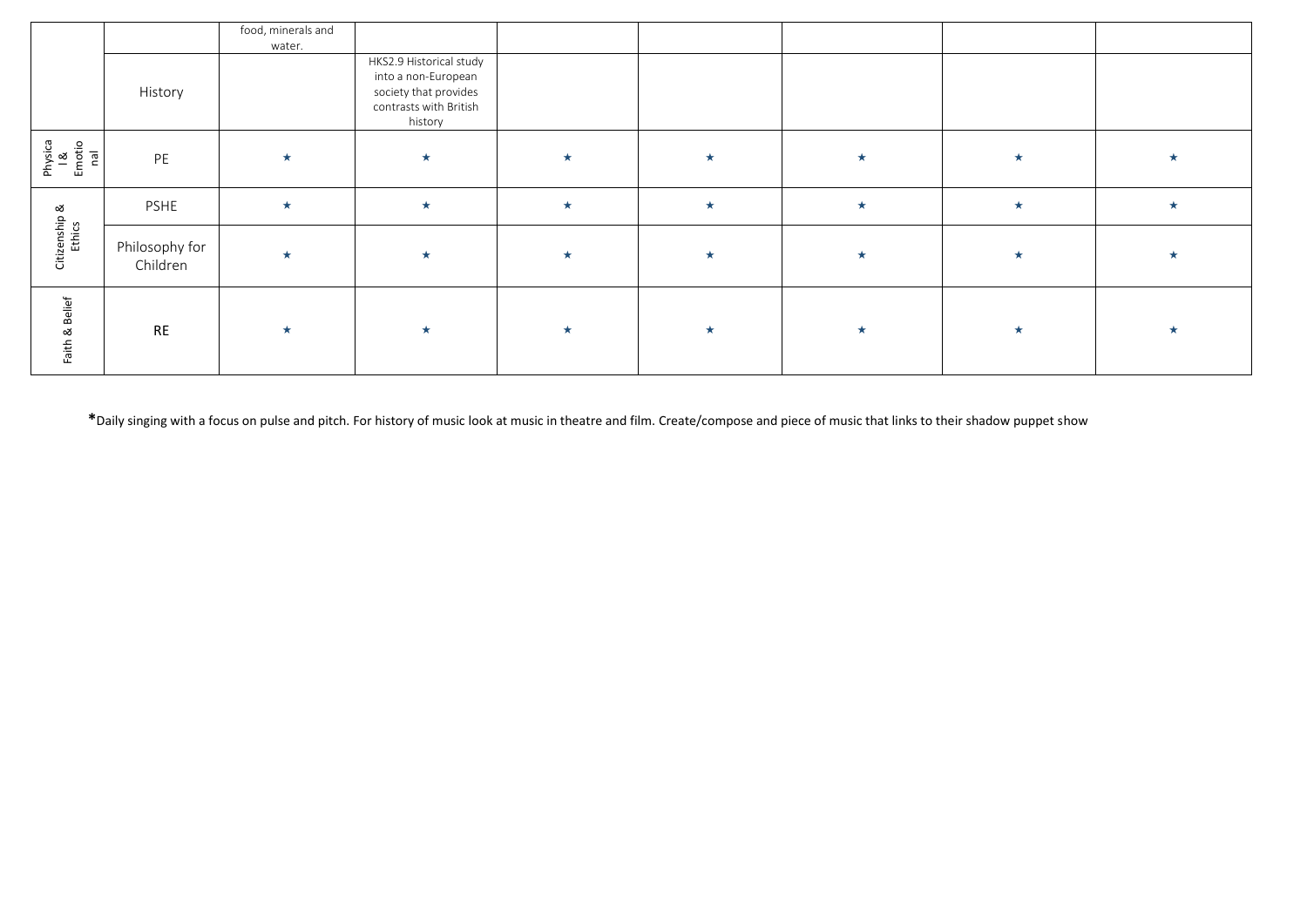| | | | | | | | | |
|---|---|---|---|---|---|---|---|---|
| | | food, minerals and water. | | | | | | |
| | History | | HKS2.9 Historical study into a non-European society that provides contrasts with British history | | | | | |
| Physical & Emotional | PE | ★ | ★ | ★ | ★ | ★ | ★ | ★ |
| Citizenship & Ethics | PSHE | ★ | ★ | ★ | ★ | ★ | ★ | ★ |
| | Philosophy for Children | ★ | ★ | ★ | ★ | ★ | ★ | ★ |
| Faith & Belief | RE | ★ | ★ | ★ | ★ | ★ | ★ | ★ |

**\***Daily singing with a focus on pulse and pitch. For history of music look at music in theatre and film. Create/compose and piece of music that links to their shadow puppet show